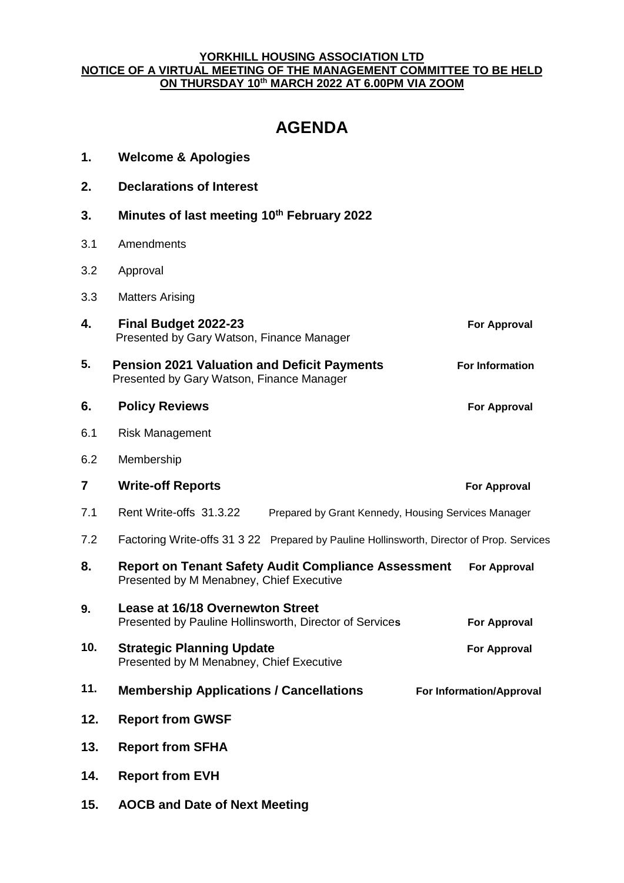**YORKHILL HOUSING ASSOCIATION LTD**
**NOTICE OF A VIRTUAL MEETING OF THE MANAGEMENT COMMITTEE TO BE HELD ON THURSDAY 10th MARCH 2022 AT 6.00PM VIA ZOOM**

# AGENDA

**1. Welcome & Apologies**

**2. Declarations of Interest**

**3. Minutes of last meeting 10th February 2022**

3.1 Amendments

3.2 Approval

3.3 Matters Arising

**4. Final Budget 2022-23** — **For Approval**
Presented by Gary Watson, Finance Manager

**5. Pension 2021 Valuation and Deficit Payments** — **For Information**
Presented by Gary Watson, Finance Manager

**6. Policy Reviews** — **For Approval**

6.1 Risk Management

6.2 Membership

**7 Write-off Reports** — **For Approval**

7.1 Rent Write-offs 31.3.22 — Prepared by Grant Kennedy, Housing Services Manager

7.2 Factoring Write-offs 31 3 22 — Prepared by Pauline Hollinsworth, Director of Prop. Services

**8. Report on Tenant Safety Audit Compliance Assessment** — **For Approval**
Presented by M Menabney, Chief Executive

**9. Lease at 16/18 Overnewton Street** — **For Approval**
Presented by Pauline Hollinsworth, Director of Services

**10. Strategic Planning Update** — **For Approval**
Presented by M Menabney, Chief Executive

**11. Membership Applications / Cancellations** — **For Information/Approval**

**12. Report from GWSF**

**13. Report from SFHA**

**14. Report from EVH**

**15. AOCB and Date of Next Meeting**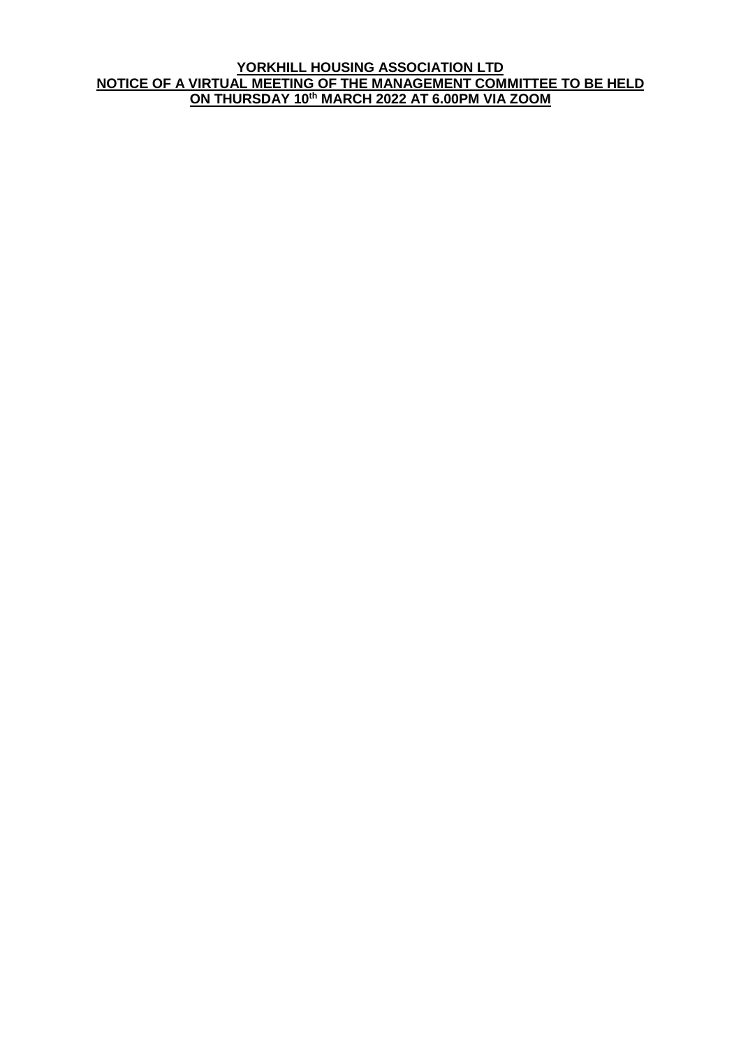**YORKHILL HOUSING ASSOCIATION LTD**
**NOTICE OF A VIRTUAL MEETING OF THE MANAGEMENT COMMITTEE TO BE HELD ON THURSDAY 10th MARCH 2022 AT 6.00PM VIA ZOOM**